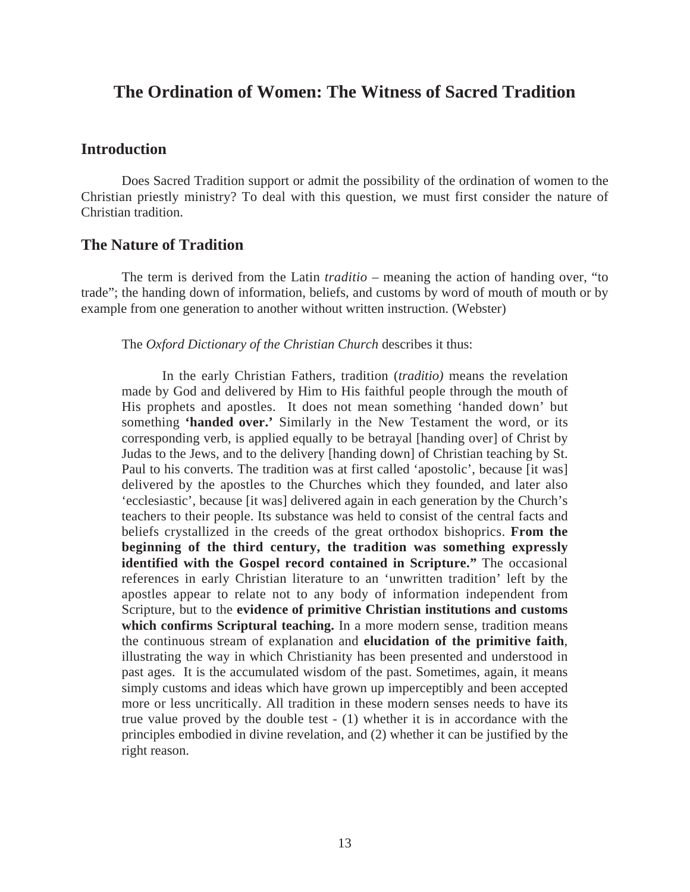# The Ordination of Women: The Witness of Sacred Tradition

## Introduction

Does Sacred Tradition support or admit the possibility of the ordination of women to the Christian priestly ministry? To deal with this question, we must first consider the nature of Christian tradition.

## The Nature of Tradition

The term is derived from the Latin *traditio* – meaning the action of handing over, "to trade"; the handing down of information, beliefs, and customs by word of mouth of mouth or by example from one generation to another without written instruction. (Webster)

The *Oxford Dictionary of the Christian Church* describes it thus:

> In the early Christian Fathers, tradition (*traditio)* means the revelation made by God and delivered by Him to His faithful people through the mouth of His prophets and apostles. It does not mean something 'handed down' but something **'handed over.'** Similarly in the New Testament the word, or its corresponding verb, is applied equally to be betrayal [handing over] of Christ by Judas to the Jews, and to the delivery [handing down] of Christian teaching by St. Paul to his converts. The tradition was at first called 'apostolic', because [it was] delivered by the apostles to the Churches which they founded, and later also 'ecclesiastic', because [it was] delivered again in each generation by the Church's teachers to their people. Its substance was held to consist of the central facts and beliefs crystallized in the creeds of the great orthodox bishoprics. **From the beginning of the third century, the tradition was something expressly identified with the Gospel record contained in Scripture."** The occasional references in early Christian literature to an 'unwritten tradition' left by the apostles appear to relate not to any body of information independent from Scripture, but to the **evidence of primitive Christian institutions and customs which confirms Scriptural teaching.** In a more modern sense, tradition means the continuous stream of explanation and **elucidation of the primitive faith**, illustrating the way in which Christianity has been presented and understood in past ages. It is the accumulated wisdom of the past. Sometimes, again, it means simply customs and ideas which have grown up imperceptibly and been accepted more or less uncritically. All tradition in these modern senses needs to have its true value proved by the double test - (1) whether it is in accordance with the principles embodied in divine revelation, and (2) whether it can be justified by the right reason.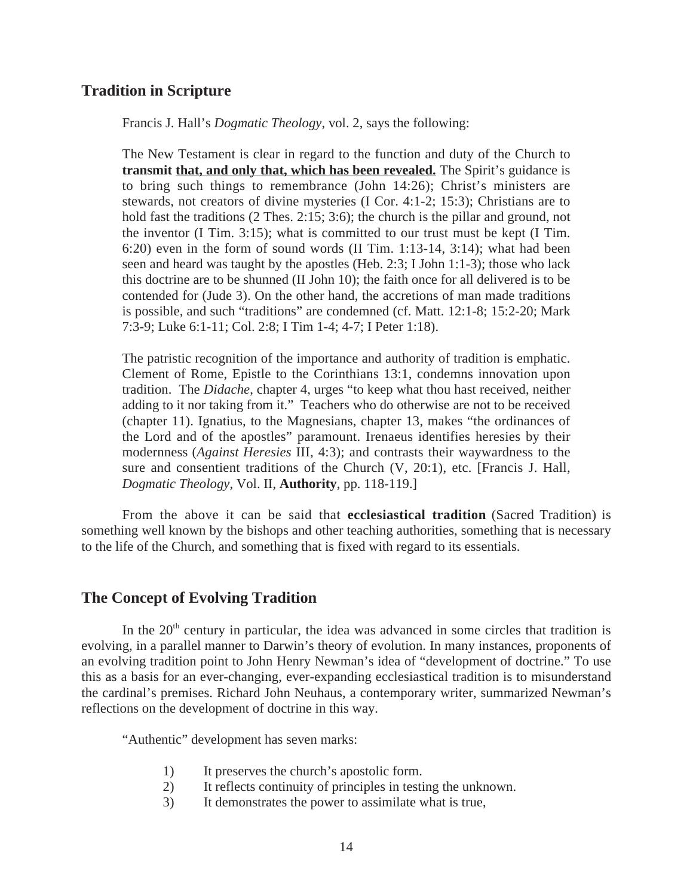## Tradition in Scripture

Francis J. Hall's *Dogmatic Theology*, vol. 2, says the following:

> The New Testament is clear in regard to the function and duty of the Church to **transmit <u>that, and only that, which has been revealed.</u>** The Spirit's guidance is to bring such things to remembrance (John 14:26); Christ's ministers are stewards, not creators of divine mysteries (I Cor. 4:1-2; 15:3); Christians are to hold fast the traditions (2 Thes. 2:15; 3:6); the church is the pillar and ground, not the inventor (I Tim. 3:15); what is committed to our trust must be kept (I Tim. 6:20) even in the form of sound words (II Tim. 1:13-14, 3:14); what had been seen and heard was taught by the apostles (Heb. 2:3; I John 1:1-3); those who lack this doctrine are to be shunned (II John 10); the faith once for all delivered is to be contended for (Jude 3). On the other hand, the accretions of man made traditions is possible, and such "traditions" are condemned (cf. Matt. 12:1-8; 15:2-20; Mark 7:3-9; Luke 6:1-11; Col. 2:8; I Tim 1-4; 4-7; I Peter 1:18).
>
> The patristic recognition of the importance and authority of tradition is emphatic. Clement of Rome, Epistle to the Corinthians 13:1, condemns innovation upon tradition. The *Didache*, chapter 4, urges "to keep what thou hast received, neither adding to it nor taking from it." Teachers who do otherwise are not to be received (chapter 11). Ignatius, to the Magnesians, chapter 13, makes "the ordinances of the Lord and of the apostles" paramount. Irenaeus identifies heresies by their modernness (*Against Heresies* III, 4:3); and contrasts their waywardness to the sure and consentient traditions of the Church (V, 20:1), etc. [Francis J. Hall, *Dogmatic Theology*, Vol. II, **Authority**, pp. 118-119.]

From the above it can be said that **ecclesiastical tradition** (Sacred Tradition) is something well known by the bishops and other teaching authorities, something that is necessary to the life of the Church, and something that is fixed with regard to its essentials.

## The Concept of Evolving Tradition

In the 20th century in particular, the idea was advanced in some circles that tradition is evolving, in a parallel manner to Darwin's theory of evolution. In many instances, proponents of an evolving tradition point to John Henry Newman's idea of "development of doctrine." To use this as a basis for an ever-changing, ever-expanding ecclesiastical tradition is to misunderstand the cardinal's premises. Richard John Neuhaus, a contemporary writer, summarized Newman's reflections on the development of doctrine in this way.

"Authentic" development has seven marks:

1) It preserves the church's apostolic form.
2) It reflects continuity of principles in testing the unknown.
3) It demonstrates the power to assimilate what is true,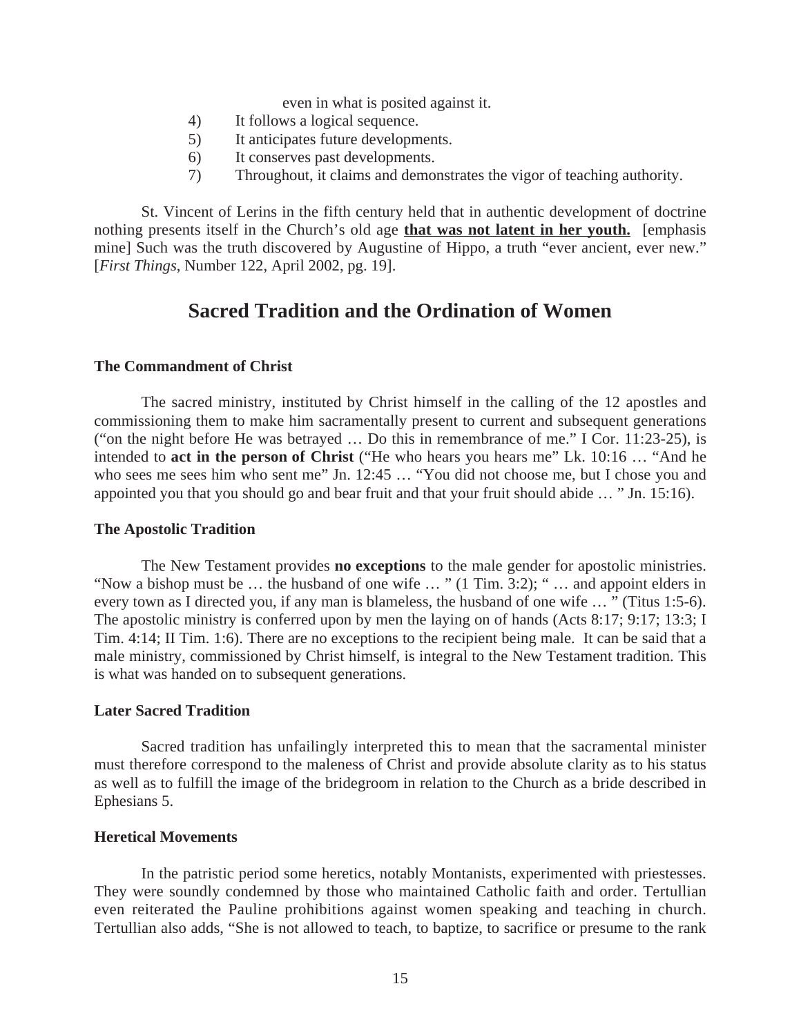even in what is posited against it.

4) It follows a logical sequence.
5) It anticipates future developments.
6) It conserves past developments.
7) Throughout, it claims and demonstrates the vigor of teaching authority.

St. Vincent of Lerins in the fifth century held that in authentic development of doctrine nothing presents itself in the Church's old age **<u>that was not latent in her youth.</u>** [emphasis mine] Such was the truth discovered by Augustine of Hippo, a truth "ever ancient, ever new." [*First Things*, Number 122, April 2002, pg. 19].

## Sacred Tradition and the Ordination of Women

### The Commandment of Christ

The sacred ministry, instituted by Christ himself in the calling of the 12 apostles and commissioning them to make him sacramentally present to current and subsequent generations ("on the night before He was betrayed … Do this in remembrance of me." I Cor. 11:23-25), is intended to **act in the person of Christ** ("He who hears you hears me" Lk. 10:16 … "And he who sees me sees him who sent me" Jn. 12:45 … "You did not choose me, but I chose you and appointed you that you should go and bear fruit and that your fruit should abide … " Jn. 15:16).

### The Apostolic Tradition

The New Testament provides **no exceptions** to the male gender for apostolic ministries. "Now a bishop must be … the husband of one wife … " (1 Tim. 3:2); " … and appoint elders in every town as I directed you, if any man is blameless, the husband of one wife … " (Titus 1:5-6). The apostolic ministry is conferred upon by men the laying on of hands (Acts 8:17; 9:17; 13:3; I Tim. 4:14; II Tim. 1:6). There are no exceptions to the recipient being male. It can be said that a male ministry, commissioned by Christ himself, is integral to the New Testament tradition. This is what was handed on to subsequent generations.

### Later Sacred Tradition

Sacred tradition has unfailingly interpreted this to mean that the sacramental minister must therefore correspond to the maleness of Christ and provide absolute clarity as to his status as well as to fulfill the image of the bridegroom in relation to the Church as a bride described in Ephesians 5.

### Heretical Movements

In the patristic period some heretics, notably Montanists, experimented with priestesses. They were soundly condemned by those who maintained Catholic faith and order. Tertullian even reiterated the Pauline prohibitions against women speaking and teaching in church. Tertullian also adds, "She is not allowed to teach, to baptize, to sacrifice or presume to the rank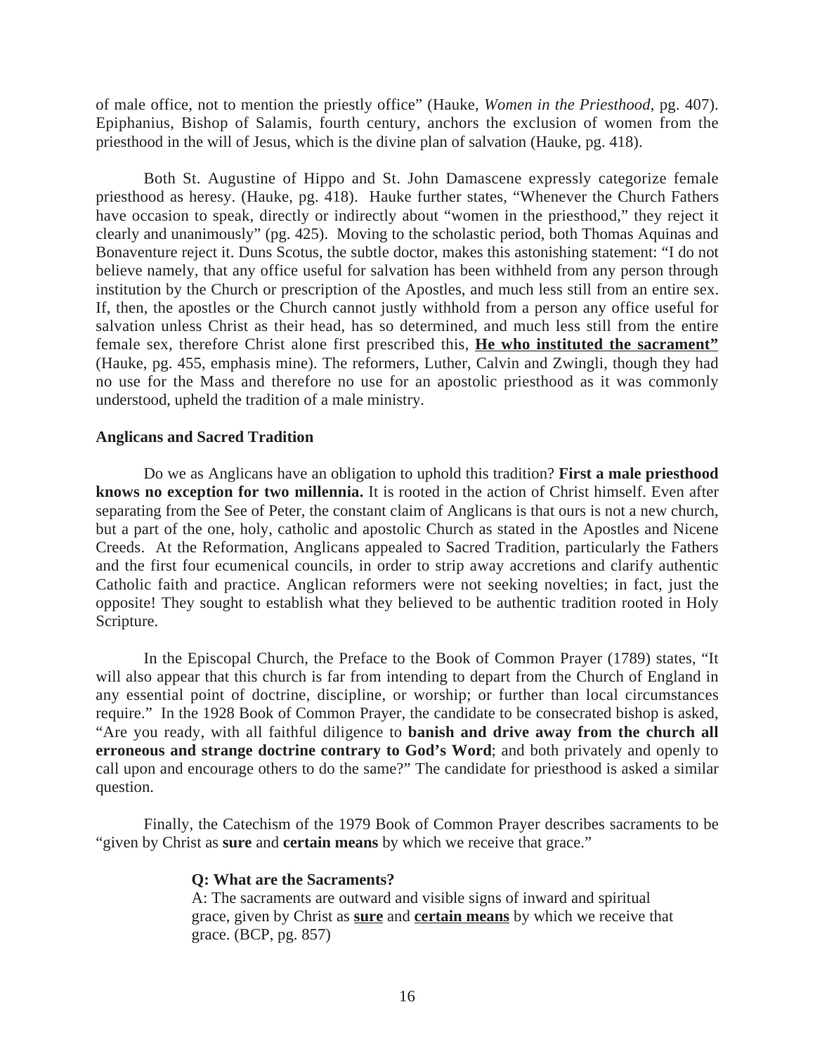of male office, not to mention the priestly office" (Hauke, *Women in the Priesthood*, pg. 407). Epiphanius, Bishop of Salamis, fourth century, anchors the exclusion of women from the priesthood in the will of Jesus, which is the divine plan of salvation (Hauke, pg. 418).

Both St. Augustine of Hippo and St. John Damascene expressly categorize female priesthood as heresy. (Hauke, pg. 418). Hauke further states, "Whenever the Church Fathers have occasion to speak, directly or indirectly about "women in the priesthood," they reject it clearly and unanimously" (pg. 425). Moving to the scholastic period, both Thomas Aquinas and Bonaventure reject it. Duns Scotus, the subtle doctor, makes this astonishing statement: "I do not believe namely, that any office useful for salvation has been withheld from any person through institution by the Church or prescription of the Apostles, and much less still from an entire sex. If, then, the apostles or the Church cannot justly withhold from a person any office useful for salvation unless Christ as their head, has so determined, and much less still from the entire female sex, therefore Christ alone first prescribed this, **<u>He who instituted the sacrament"</u>** (Hauke, pg. 455, emphasis mine). The reformers, Luther, Calvin and Zwingli, though they had no use for the Mass and therefore no use for an apostolic priesthood as it was commonly understood, upheld the tradition of a male ministry.

**Anglicans and Sacred Tradition**

Do we as Anglicans have an obligation to uphold this tradition? **First a male priesthood knows no exception for two millennia.** It is rooted in the action of Christ himself. Even after separating from the See of Peter, the constant claim of Anglicans is that ours is not a new church, but a part of the one, holy, catholic and apostolic Church as stated in the Apostles and Nicene Creeds. At the Reformation, Anglicans appealed to Sacred Tradition, particularly the Fathers and the first four ecumenical councils, in order to strip away accretions and clarify authentic Catholic faith and practice. Anglican reformers were not seeking novelties; in fact, just the opposite! They sought to establish what they believed to be authentic tradition rooted in Holy Scripture.

In the Episcopal Church, the Preface to the Book of Common Prayer (1789) states, "It will also appear that this church is far from intending to depart from the Church of England in any essential point of doctrine, discipline, or worship; or further than local circumstances require." In the 1928 Book of Common Prayer, the candidate to be consecrated bishop is asked, "Are you ready, with all faithful diligence to **banish and drive away from the church all erroneous and strange doctrine contrary to God's Word**; and both privately and openly to call upon and encourage others to do the same?" The candidate for priesthood is asked a similar question.

Finally, the Catechism of the 1979 Book of Common Prayer describes sacraments to be "given by Christ as **sure** and **certain means** by which we receive that grace."

> **Q: What are the Sacraments?**
> A: The sacraments are outward and visible signs of inward and spiritual grace, given by Christ as **<u>sure</u>** and **<u>certain means</u>** by which we receive that grace. (BCP, pg. 857)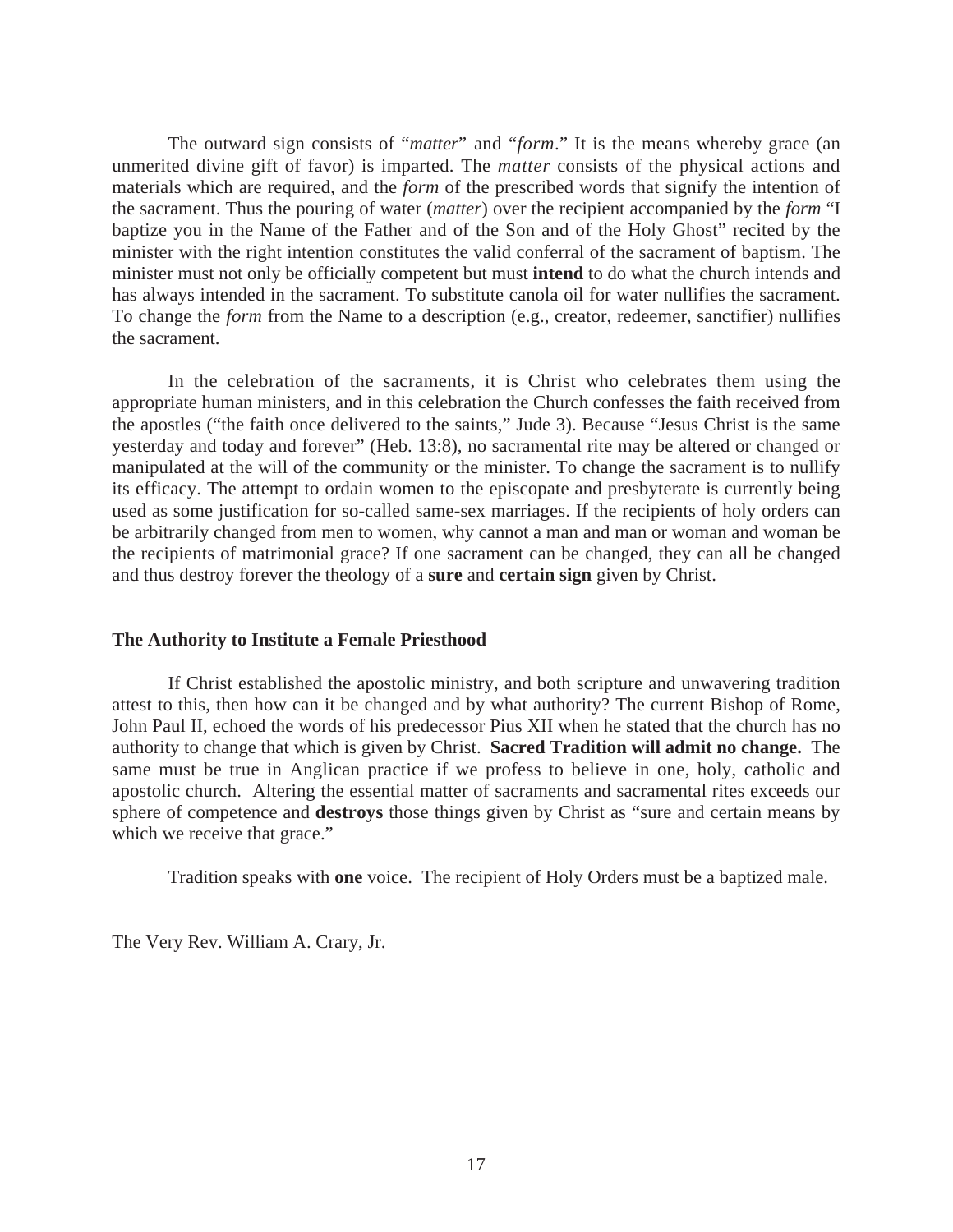The outward sign consists of "*matter*" and "*form*." It is the means whereby grace (an unmerited divine gift of favor) is imparted. The *matter* consists of the physical actions and materials which are required, and the *form* of the prescribed words that signify the intention of the sacrament. Thus the pouring of water (*matter*) over the recipient accompanied by the *form* "I baptize you in the Name of the Father and of the Son and of the Holy Ghost" recited by the minister with the right intention constitutes the valid conferral of the sacrament of baptism. The minister must not only be officially competent but must **intend** to do what the church intends and has always intended in the sacrament. To substitute canola oil for water nullifies the sacrament. To change the *form* from the Name to a description (e.g., creator, redeemer, sanctifier) nullifies the sacrament.

In the celebration of the sacraments, it is Christ who celebrates them using the appropriate human ministers, and in this celebration the Church confesses the faith received from the apostles ("the faith once delivered to the saints," Jude 3). Because "Jesus Christ is the same yesterday and today and forever" (Heb. 13:8), no sacramental rite may be altered or changed or manipulated at the will of the community or the minister. To change the sacrament is to nullify its efficacy. The attempt to ordain women to the episcopate and presbyterate is currently being used as some justification for so-called same-sex marriages. If the recipients of holy orders can be arbitrarily changed from men to women, why cannot a man and man or woman and woman be the recipients of matrimonial grace? If one sacrament can be changed, they can all be changed and thus destroy forever the theology of a **sure** and **certain sign** given by Christ.

### The Authority to Institute a Female Priesthood

If Christ established the apostolic ministry, and both scripture and unwavering tradition attest to this, then how can it be changed and by what authority? The current Bishop of Rome, John Paul II, echoed the words of his predecessor Pius XII when he stated that the church has no authority to change that which is given by Christ. **Sacred Tradition will admit no change.** The same must be true in Anglican practice if we profess to believe in one, holy, catholic and apostolic church. Altering the essential matter of sacraments and sacramental rites exceeds our sphere of competence and **destroys** those things given by Christ as "sure and certain means by which we receive that grace."

Tradition speaks with <u>**one**</u> voice. The recipient of Holy Orders must be a baptized male.

The Very Rev. William A. Crary, Jr.